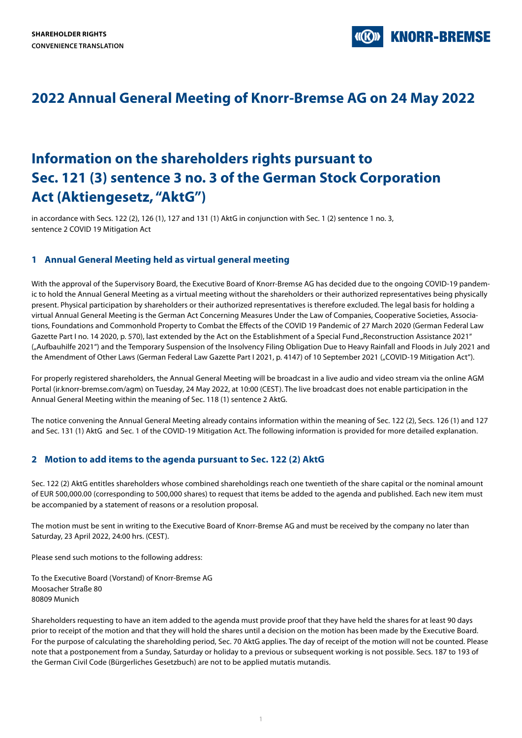**SHAREHOLDER RIGHTS**
**CONVENIENCE TRANSLATION**

# 2022 Annual General Meeting of Knorr-Bremse AG on 24 May 2022

# Information on the shareholders rights pursuant to Sec. 121 (3) sentence 3 no. 3 of the German Stock Corporation Act (Aktiengesetz, "AktG")

in accordance with Secs. 122 (2), 126 (1), 127 and 131 (1) AktG in conjunction with Sec. 1 (2) sentence 1 no. 3, sentence 2 COVID 19 Mitigation Act

## 1 Annual General Meeting held as virtual general meeting

With the approval of the Supervisory Board, the Executive Board of Knorr-Bremse AG has decided due to the ongoing COVID-19 pandemic to hold the Annual General Meeting as a virtual meeting without the shareholders or their authorized representatives being physically present. Physical participation by shareholders or their authorized representatives is therefore excluded. The legal basis for holding a virtual Annual General Meeting is the German Act Concerning Measures Under the Law of Companies, Cooperative Societies, Associations, Foundations and Commonhold Property to Combat the Effects of the COVID 19 Pandemic of 27 March 2020 (German Federal Law Gazette Part I no. 14 2020, p. 570), last extended by the Act on the Establishment of a Special Fund „Reconstruction Assistance 2021" („Aufbauhilfe 2021") and the Temporary Suspension of the Insolvency Filing Obligation Due to Heavy Rainfall and Floods in July 2021 and the Amendment of Other Laws (German Federal Law Gazette Part I 2021, p. 4147) of 10 September 2021 („COVID-19 Mitigation Act").

For properly registered shareholders, the Annual General Meeting will be broadcast in a live audio and video stream via the online AGM Portal (ir.knorr-bremse.com/agm) on Tuesday, 24 May 2022, at 10:00 (CEST). The live broadcast does not enable participation in the Annual General Meeting within the meaning of Sec. 118 (1) sentence 2 AktG.

The notice convening the Annual General Meeting already contains information within the meaning of Sec. 122 (2), Secs. 126 (1) and 127 and Sec. 131 (1) AktG and Sec. 1 of the COVID-19 Mitigation Act. The following information is provided for more detailed explanation.

## 2 Motion to add items to the agenda pursuant to Sec. 122 (2) AktG

Sec. 122 (2) AktG entitles shareholders whose combined shareholdings reach one twentieth of the share capital or the nominal amount of EUR 500,000.00 (corresponding to 500,000 shares) to request that items be added to the agenda and published. Each new item must be accompanied by a statement of reasons or a resolution proposal.

The motion must be sent in writing to the Executive Board of Knorr-Bremse AG and must be received by the company no later than Saturday, 23 April 2022, 24:00 hrs. (CEST).

Please send such motions to the following address:

To the Executive Board (Vorstand) of Knorr-Bremse AG
Moosacher Straße 80
80809 Munich

Shareholders requesting to have an item added to the agenda must provide proof that they have held the shares for at least 90 days prior to receipt of the motion and that they will hold the shares until a decision on the motion has been made by the Executive Board. For the purpose of calculating the shareholding period, Sec. 70 AktG applies. The day of receipt of the motion will not be counted. Please note that a postponement from a Sunday, Saturday or holiday to a previous or subsequent working is not possible. Secs. 187 to 193 of the German Civil Code (Bürgerliches Gesetzbuch) are not to be applied mutatis mutandis.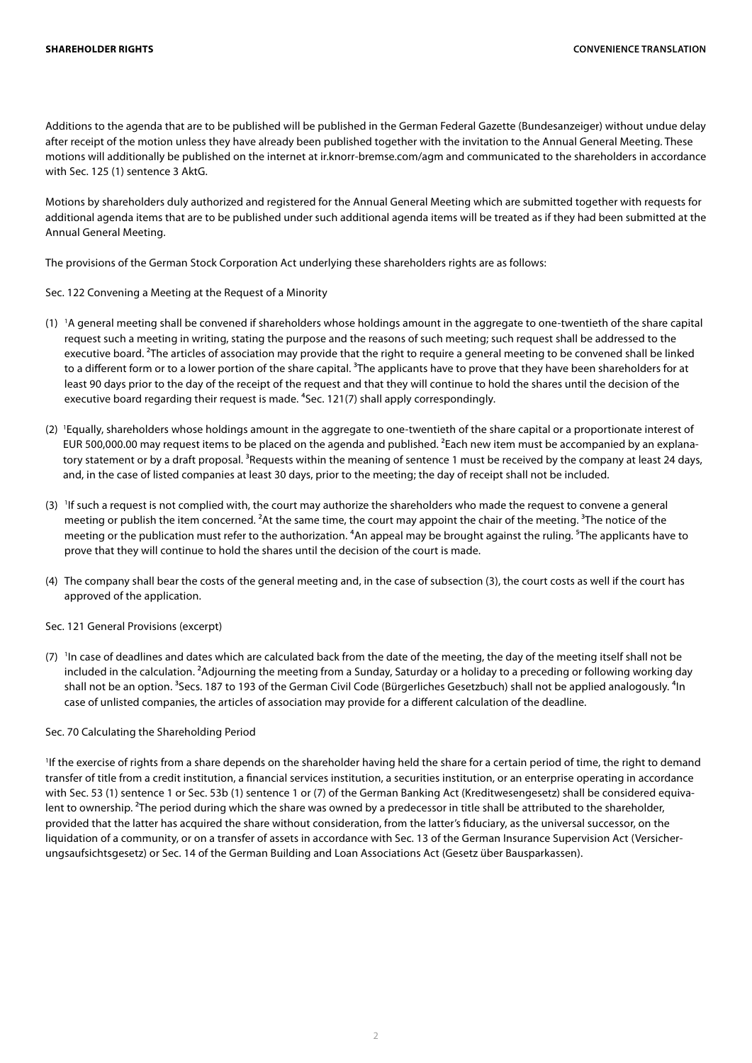Additions to the agenda that are to be published will be published in the German Federal Gazette (Bundesanzeiger) without undue delay after receipt of the motion unless they have already been published together with the invitation to the Annual General Meeting. These motions will additionally be published on the internet at ir.knorr-bremse.com/agm and communicated to the shareholders in accordance with Sec. 125 (1) sentence 3 AktG.

Motions by shareholders duly authorized and registered for the Annual General Meeting which are submitted together with requests for additional agenda items that are to be published under such additional agenda items will be treated as if they had been submitted at the Annual General Meeting.

The provisions of the German Stock Corporation Act underlying these shareholders rights are as follows:

Sec. 122 Convening a Meeting at the Request of a Minority

(1) [1]A general meeting shall be convened if shareholders whose holdings amount in the aggregate to one-twentieth of the share capital request such a meeting in writing, stating the purpose and the reasons of such meeting; such request shall be addressed to the executive board. [2]The articles of association may provide that the right to require a general meeting to be convened shall be linked to a different form or to a lower portion of the share capital. [3]The applicants have to prove that they have been shareholders for at least 90 days prior to the day of the receipt of the request and that they will continue to hold the shares until the decision of the executive board regarding their request is made. [4]Sec. 121(7) shall apply correspondingly.

(2) [1]Equally, shareholders whose holdings amount in the aggregate to one-twentieth of the share capital or a proportionate interest of EUR 500,000.00 may request items to be placed on the agenda and published. [2]Each new item must be accompanied by an explanatory statement or by a draft proposal. [3]Requests within the meaning of sentence 1 must be received by the company at least 24 days, and, in the case of listed companies at least 30 days, prior to the meeting; the day of receipt shall not be included.

(3) [1]If such a request is not complied with, the court may authorize the shareholders who made the request to convene a general meeting or publish the item concerned. [2]At the same time, the court may appoint the chair of the meeting. [3]The notice of the meeting or the publication must refer to the authorization. [4]An appeal may be brought against the ruling. [5]The applicants have to prove that they will continue to hold the shares until the decision of the court is made.

(4) The company shall bear the costs of the general meeting and, in the case of subsection (3), the court costs as well if the court has approved of the application.

Sec. 121 General Provisions (excerpt)

(7) [1]In case of deadlines and dates which are calculated back from the date of the meeting, the day of the meeting itself shall not be included in the calculation. [2]Adjourning the meeting from a Sunday, Saturday or a holiday to a preceding or following working day shall not be an option. [3]Secs. 187 to 193 of the German Civil Code (Bürgerliches Gesetzbuch) shall not be applied analogously. [4]In case of unlisted companies, the articles of association may provide for a different calculation of the deadline.

Sec. 70 Calculating the Shareholding Period

[1]If the exercise of rights from a share depends on the shareholder having held the share for a certain period of time, the right to demand transfer of title from a credit institution, a financial services institution, a securities institution, or an enterprise operating in accordance with Sec. 53 (1) sentence 1 or Sec. 53b (1) sentence 1 or (7) of the German Banking Act (Kreditwesengesetz) shall be considered equivalent to ownership. [2]The period during which the share was owned by a predecessor in title shall be attributed to the shareholder, provided that the latter has acquired the share without consideration, from the latter's fiduciary, as the universal successor, on the liquidation of a community, or on a transfer of assets in accordance with Sec. 13 of the German Insurance Supervision Act (Versicherungsaufsichtsgesetz) or Sec. 14 of the German Building and Loan Associations Act (Gesetz über Bausparkassen).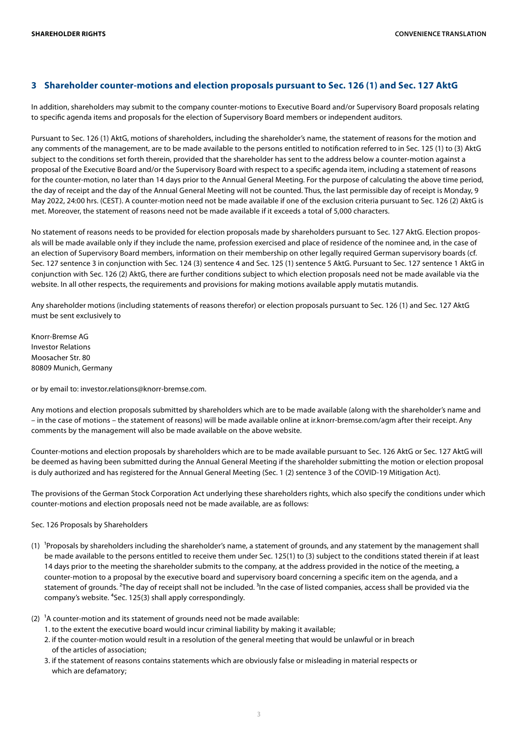## 3 Shareholder counter-motions and election proposals pursuant to Sec. 126 (1) and Sec. 127 AktG

In addition, shareholders may submit to the company counter-motions to Executive Board and/or Supervisory Board proposals relating to specific agenda items and proposals for the election of Supervisory Board members or independent auditors.

Pursuant to Sec. 126 (1) AktG, motions of shareholders, including the shareholder's name, the statement of reasons for the motion and any comments of the management, are to be made available to the persons entitled to notification referred to in Sec. 125 (1) to (3) AktG subject to the conditions set forth therein, provided that the shareholder has sent to the address below a counter-motion against a proposal of the Executive Board and/or the Supervisory Board with respect to a specific agenda item, including a statement of reasons for the counter-motion, no later than 14 days prior to the Annual General Meeting. For the purpose of calculating the above time period, the day of receipt and the day of the Annual General Meeting will not be counted. Thus, the last permissible day of receipt is Monday, 9 May 2022, 24:00 hrs. (CEST). A counter-motion need not be made available if one of the exclusion criteria pursuant to Sec. 126 (2) AktG is met. Moreover, the statement of reasons need not be made available if it exceeds a total of 5,000 characters.

No statement of reasons needs to be provided for election proposals made by shareholders pursuant to Sec. 127 AktG. Election proposals will be made available only if they include the name, profession exercised and place of residence of the nominee and, in the case of an election of Supervisory Board members, information on their membership on other legally required German supervisory boards (cf. Sec. 127 sentence 3 in conjunction with Sec. 124 (3) sentence 4 and Sec. 125 (1) sentence 5 AktG. Pursuant to Sec. 127 sentence 1 AktG in conjunction with Sec. 126 (2) AktG, there are further conditions subject to which election proposals need not be made available via the website. In all other respects, the requirements and provisions for making motions available apply mutatis mutandis.

Any shareholder motions (including statements of reasons therefor) or election proposals pursuant to Sec. 126 (1) and Sec. 127 AktG must be sent exclusively to

Knorr-Bremse AG
Investor Relations
Moosacher Str. 80
80809 Munich, Germany

or by email to: investor.relations@knorr-bremse.com.

Any motions and election proposals submitted by shareholders which are to be made available (along with the shareholder's name and – in the case of motions – the statement of reasons) will be made available online at ir.knorr-bremse.com/agm after their receipt. Any comments by the management will also be made available on the above website.

Counter-motions and election proposals by shareholders which are to be made available pursuant to Sec. 126 AktG or Sec. 127 AktG will be deemed as having been submitted during the Annual General Meeting if the shareholder submitting the motion or election proposal is duly authorized and has registered for the Annual General Meeting (Sec. 1 (2) sentence 3 of the COVID-19 Mitigation Act).

The provisions of the German Stock Corporation Act underlying these shareholders rights, which also specify the conditions under which counter-motions and election proposals need not be made available, are as follows:

Sec. 126 Proposals by Shareholders

(1) [1]Proposals by shareholders including the shareholder's name, a statement of grounds, and any statement by the management shall be made available to the persons entitled to receive them under Sec. 125(1) to (3) subject to the conditions stated therein if at least 14 days prior to the meeting the shareholder submits to the company, at the address provided in the notice of the meeting, a counter-motion to a proposal by the executive board and supervisory board concerning a specific item on the agenda, and a statement of grounds. [2]The day of receipt shall not be included. [3]In the case of listed companies, access shall be provided via the company's website. [4]Sec. 125(3) shall apply correspondingly.

(2) [1]A counter-motion and its statement of grounds need not be made available:
   1. to the extent the executive board would incur criminal liability by making it available;
   2. if the counter-motion would result in a resolution of the general meeting that would be unlawful or in breach of the articles of association;
   3. if the statement of reasons contains statements which are obviously false or misleading in material respects or which are defamatory;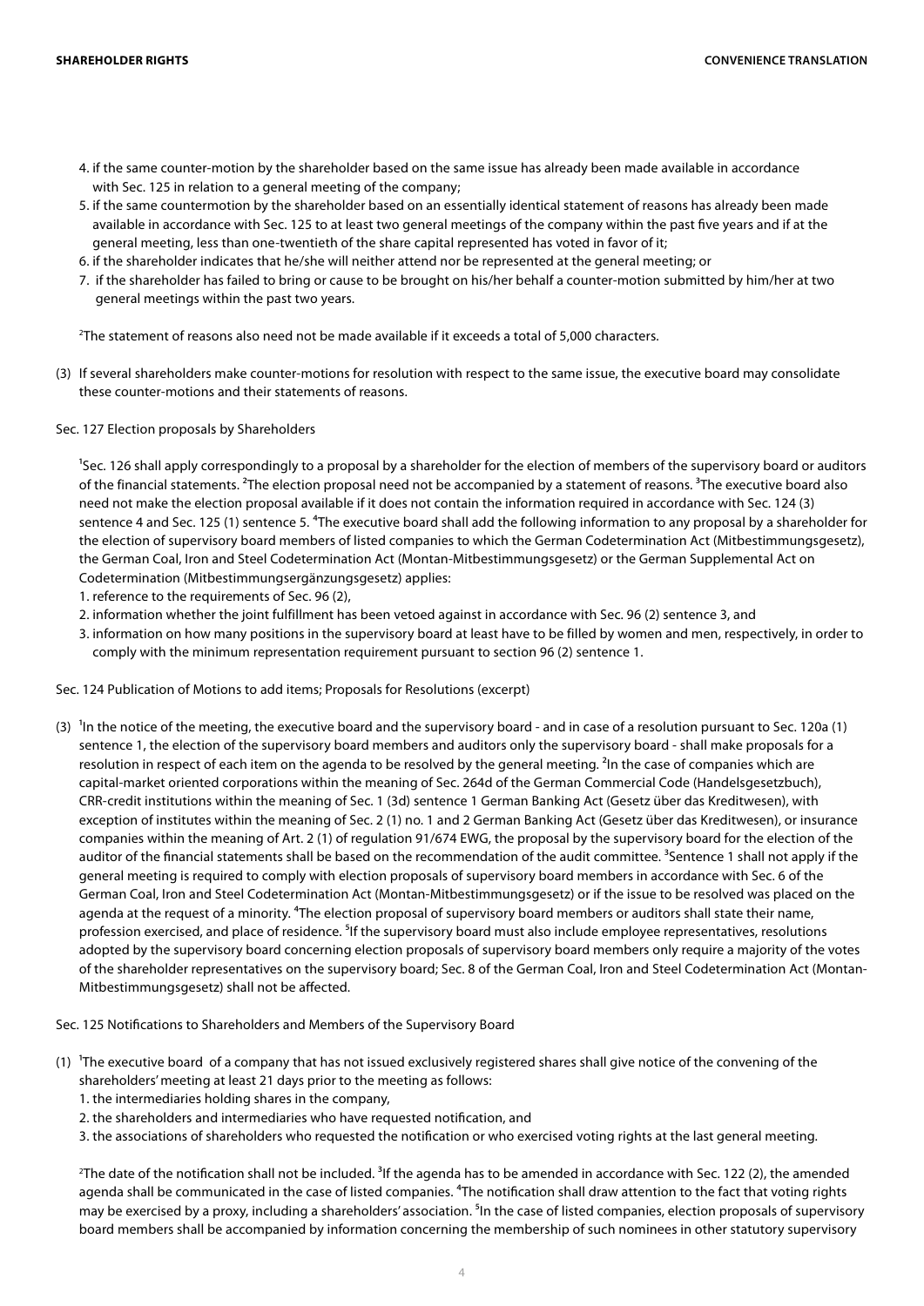4. if the same counter-motion by the shareholder based on the same issue has already been made available in accordance with Sec. 125 in relation to a general meeting of the company;
5. if the same countermotion by the shareholder based on an essentially identical statement of reasons has already been made available in accordance with Sec. 125 to at least two general meetings of the company within the past five years and if at the general meeting, less than one-twentieth of the share capital represented has voted in favor of it;
6. if the shareholder indicates that he/she will neither attend nor be represented at the general meeting; or
7. if the shareholder has failed to bring or cause to be brought on his/her behalf a counter-motion submitted by him/her at two general meetings within the past two years.

[2]The statement of reasons also need not be made available if it exceeds a total of 5,000 characters.

(3) If several shareholders make counter-motions for resolution with respect to the same issue, the executive board may consolidate these counter-motions and their statements of reasons.

Sec. 127 Election proposals by Shareholders

[1]Sec. 126 shall apply correspondingly to a proposal by a shareholder for the election of members of the supervisory board or auditors of the financial statements. [2]The election proposal need not be accompanied by a statement of reasons. [3]The executive board also need not make the election proposal available if it does not contain the information required in accordance with Sec. 124 (3) sentence 4 and Sec. 125 (1) sentence 5. [4]The executive board shall add the following information to any proposal by a shareholder for the election of supervisory board members of listed companies to which the German Codetermination Act (Mitbestimmungsgesetz), the German Coal, Iron and Steel Codetermination Act (Montan-Mitbestimmungsgesetz) or the German Supplemental Act on Codetermination (Mitbestimmungsergänzungsgesetz) applies:

1. reference to the requirements of Sec. 96 (2),
2. information whether the joint fulfillment has been vetoed against in accordance with Sec. 96 (2) sentence 3, and
3. information on how many positions in the supervisory board at least have to be filled by women and men, respectively, in order to comply with the minimum representation requirement pursuant to section 96 (2) sentence 1.

Sec. 124 Publication of Motions to add items; Proposals for Resolutions (excerpt)

(3) [1]In the notice of the meeting, the executive board and the supervisory board - and in case of a resolution pursuant to Sec. 120a (1) sentence 1, the election of the supervisory board members and auditors only the supervisory board - shall make proposals for a resolution in respect of each item on the agenda to be resolved by the general meeting. [2]In the case of companies which are capital-market oriented corporations within the meaning of Sec. 264d of the German Commercial Code (Handelsgesetzbuch), CRR-credit institutions within the meaning of Sec. 1 (3d) sentence 1 German Banking Act (Gesetz über das Kreditwesen), with exception of institutes within the meaning of Sec. 2 (1) no. 1 and 2 German Banking Act (Gesetz über das Kreditwesen), or insurance companies within the meaning of Art. 2 (1) of regulation 91/674 EWG, the proposal by the supervisory board for the election of the auditor of the financial statements shall be based on the recommendation of the audit committee. [3]Sentence 1 shall not apply if the general meeting is required to comply with election proposals of supervisory board members in accordance with Sec. 6 of the German Coal, Iron and Steel Codetermination Act (Montan-Mitbestimmungsgesetz) or if the issue to be resolved was placed on the agenda at the request of a minority. [4]The election proposal of supervisory board members or auditors shall state their name, profession exercised, and place of residence. [5]If the supervisory board must also include employee representatives, resolutions adopted by the supervisory board concerning election proposals of supervisory board members only require a majority of the votes of the shareholder representatives on the supervisory board; Sec. 8 of the German Coal, Iron and Steel Codetermination Act (Montan-Mitbestimmungsgesetz) shall not be affected.

Sec. 125 Notifications to Shareholders and Members of the Supervisory Board

(1) [1]The executive board of a company that has not issued exclusively registered shares shall give notice of the convening of the shareholders' meeting at least 21 days prior to the meeting as follows:
1. the intermediaries holding shares in the company,
2. the shareholders and intermediaries who have requested notification, and
3. the associations of shareholders who requested the notification or who exercised voting rights at the last general meeting.

[2]The date of the notification shall not be included. [3]If the agenda has to be amended in accordance with Sec. 122 (2), the amended agenda shall be communicated in the case of listed companies. [4]The notification shall draw attention to the fact that voting rights may be exercised by a proxy, including a shareholders' association. [5]In the case of listed companies, election proposals of supervisory board members shall be accompanied by information concerning the membership of such nominees in other statutory supervisory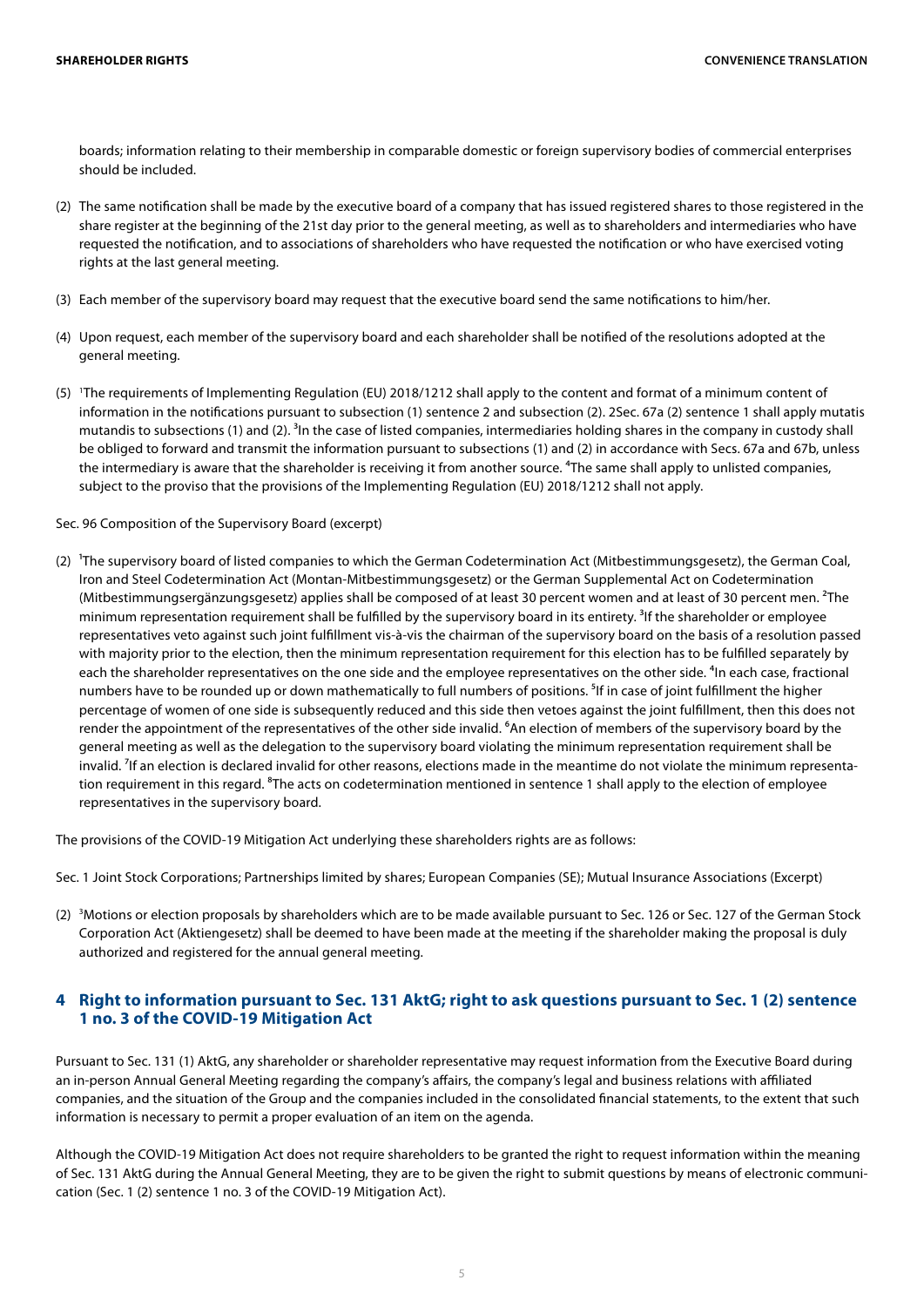boards; information relating to their membership in comparable domestic or foreign supervisory bodies of commercial enterprises should be included.

(2) The same notification shall be made by the executive board of a company that has issued registered shares to those registered in the share register at the beginning of the 21st day prior to the general meeting, as well as to shareholders and intermediaries who have requested the notification, and to associations of shareholders who have requested the notification or who have exercised voting rights at the last general meeting.

(3) Each member of the supervisory board may request that the executive board send the same notifications to him/her.

(4) Upon request, each member of the supervisory board and each shareholder shall be notified of the resolutions adopted at the general meeting.

(5) [1]The requirements of Implementing Regulation (EU) 2018/1212 shall apply to the content and format of a minimum content of information in the notifications pursuant to subsection (1) sentence 2 and subsection (2). 2Sec. 67a (2) sentence 1 shall apply mutatis mutandis to subsections (1) and (2). [3]In the case of listed companies, intermediaries holding shares in the company in custody shall be obliged to forward and transmit the information pursuant to subsections (1) and (2) in accordance with Secs. 67a and 67b, unless the intermediary is aware that the shareholder is receiving it from another source. [4]The same shall apply to unlisted companies, subject to the proviso that the provisions of the Implementing Regulation (EU) 2018/1212 shall not apply.

Sec. 96 Composition of the Supervisory Board (excerpt)

(2) [1]The supervisory board of listed companies to which the German Codetermination Act (Mitbestimmungsgesetz), the German Coal, Iron and Steel Codetermination Act (Montan-Mitbestimmungsgesetz) or the German Supplemental Act on Codetermination (Mitbestimmungsergänzungsgesetz) applies shall be composed of at least 30 percent women and at least of 30 percent men. [2]The minimum representation requirement shall be fulfilled by the supervisory board in its entirety. [3]If the shareholder or employee representatives veto against such joint fulfillment vis-à-vis the chairman of the supervisory board on the basis of a resolution passed with majority prior to the election, then the minimum representation requirement for this election has to be fulfilled separately by each the shareholder representatives on the one side and the employee representatives on the other side. [4]In each case, fractional numbers have to be rounded up or down mathematically to full numbers of positions. [5]If in case of joint fulfillment the higher percentage of women of one side is subsequently reduced and this side then vetoes against the joint fulfillment, then this does not render the appointment of the representatives of the other side invalid. [6]An election of members of the supervisory board by the general meeting as well as the delegation to the supervisory board violating the minimum representation requirement shall be invalid. [7]If an election is declared invalid for other reasons, elections made in the meantime do not violate the minimum representation requirement in this regard. [8]The acts on codetermination mentioned in sentence 1 shall apply to the election of employee representatives in the supervisory board.

The provisions of the COVID-19 Mitigation Act underlying these shareholders rights are as follows:

Sec. 1 Joint Stock Corporations; Partnerships limited by shares; European Companies (SE); Mutual Insurance Associations (Excerpt)

(2) [3]Motions or election proposals by shareholders which are to be made available pursuant to Sec. 126 or Sec. 127 of the German Stock Corporation Act (Aktiengesetz) shall be deemed to have been made at the meeting if the shareholder making the proposal is duly authorized and registered for the annual general meeting.

## 4 Right to information pursuant to Sec. 131 AktG; right to ask questions pursuant to Sec. 1 (2) sentence 1 no. 3 of the COVID-19 Mitigation Act

Pursuant to Sec. 131 (1) AktG, any shareholder or shareholder representative may request information from the Executive Board during an in-person Annual General Meeting regarding the company's affairs, the company's legal and business relations with affiliated companies, and the situation of the Group and the companies included in the consolidated financial statements, to the extent that such information is necessary to permit a proper evaluation of an item on the agenda.

Although the COVID-19 Mitigation Act does not require shareholders to be granted the right to request information within the meaning of Sec. 131 AktG during the Annual General Meeting, they are to be given the right to submit questions by means of electronic communication (Sec. 1 (2) sentence 1 no. 3 of the COVID-19 Mitigation Act).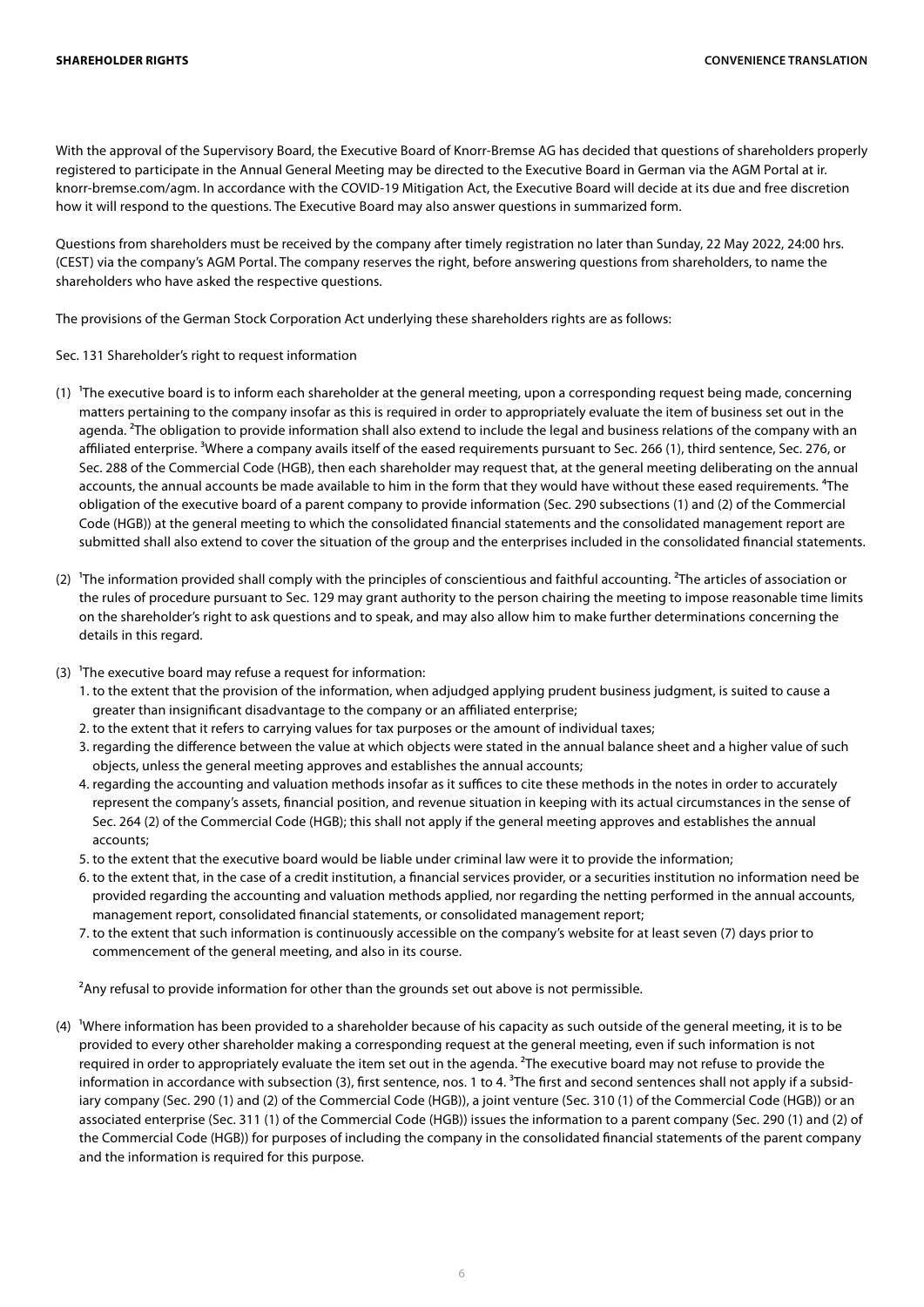With the approval of the Supervisory Board, the Executive Board of Knorr-Bremse AG has decided that questions of shareholders properly registered to participate in the Annual General Meeting may be directed to the Executive Board in German via the AGM Portal at ir.knorr-bremse.com/agm. In accordance with the COVID-19 Mitigation Act, the Executive Board will decide at its due and free discretion how it will respond to the questions. The Executive Board may also answer questions in summarized form.

Questions from shareholders must be received by the company after timely registration no later than Sunday, 22 May 2022, 24:00 hrs. (CEST) via the company's AGM Portal. The company reserves the right, before answering questions from shareholders, to name the shareholders who have asked the respective questions.

The provisions of the German Stock Corporation Act underlying these shareholders rights are as follows:

Sec. 131 Shareholder's right to request information

(1) [1]The executive board is to inform each shareholder at the general meeting, upon a corresponding request being made, concerning matters pertaining to the company insofar as this is required in order to appropriately evaluate the item of business set out in the agenda. [2]The obligation to provide information shall also extend to include the legal and business relations of the company with an affiliated enterprise. [3]Where a company avails itself of the eased requirements pursuant to Sec. 266 (1), third sentence, Sec. 276, or Sec. 288 of the Commercial Code (HGB), then each shareholder may request that, at the general meeting deliberating on the annual accounts, the annual accounts be made available to him in the form that they would have without these eased requirements. [4]The obligation of the executive board of a parent company to provide information (Sec. 290 subsections (1) and (2) of the Commercial Code (HGB)) at the general meeting to which the consolidated financial statements and the consolidated management report are submitted shall also extend to cover the situation of the group and the enterprises included in the consolidated financial statements.

(2) [1]The information provided shall comply with the principles of conscientious and faithful accounting. [2]The articles of association or the rules of procedure pursuant to Sec. 129 may grant authority to the person chairing the meeting to impose reasonable time limits on the shareholder's right to ask questions and to speak, and may also allow him to make further determinations concerning the details in this regard.

(3) [1]The executive board may refuse a request for information:

1. to the extent that the provision of the information, when adjudged applying prudent business judgment, is suited to cause a greater than insignificant disadvantage to the company or an affiliated enterprise;
2. to the extent that it refers to carrying values for tax purposes or the amount of individual taxes;
3. regarding the difference between the value at which objects were stated in the annual balance sheet and a higher value of such objects, unless the general meeting approves and establishes the annual accounts;
4. regarding the accounting and valuation methods insofar as it suffices to cite these methods in the notes in order to accurately represent the company's assets, financial position, and revenue situation in keeping with its actual circumstances in the sense of Sec. 264 (2) of the Commercial Code (HGB); this shall not apply if the general meeting approves and establishes the annual accounts;
5. to the extent that the executive board would be liable under criminal law were it to provide the information;
6. to the extent that, in the case of a credit institution, a financial services provider, or a securities institution no information need be provided regarding the accounting and valuation methods applied, nor regarding the netting performed in the annual accounts, management report, consolidated financial statements, or consolidated management report;
7. to the extent that such information is continuously accessible on the company's website for at least seven (7) days prior to commencement of the general meeting, and also in its course.

[2]Any refusal to provide information for other than the grounds set out above is not permissible.

(4) [1]Where information has been provided to a shareholder because of his capacity as such outside of the general meeting, it is to be provided to every other shareholder making a corresponding request at the general meeting, even if such information is not required in order to appropriately evaluate the item set out in the agenda. [2]The executive board may not refuse to provide the information in accordance with subsection (3), first sentence, nos. 1 to 4. [3]The first and second sentences shall not apply if a subsidiary company (Sec. 290 (1) and (2) of the Commercial Code (HGB)), a joint venture (Sec. 310 (1) of the Commercial Code (HGB)) or an associated enterprise (Sec. 311 (1) of the Commercial Code (HGB)) issues the information to a parent company (Sec. 290 (1) and (2) of the Commercial Code (HGB)) for purposes of including the company in the consolidated financial statements of the parent company and the information is required for this purpose.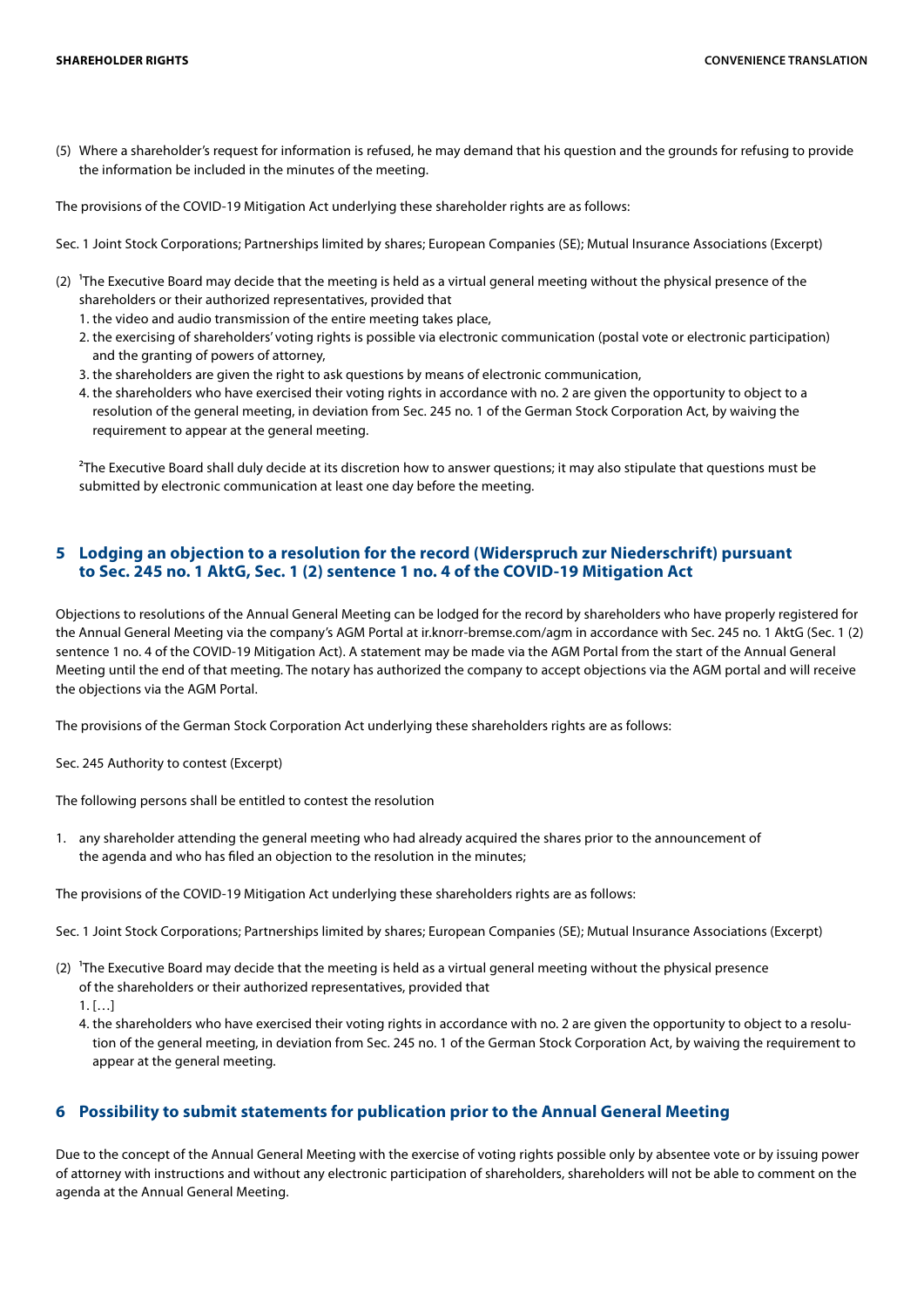(5) Where a shareholder's request for information is refused, he may demand that his question and the grounds for refusing to provide the information be included in the minutes of the meeting.

The provisions of the COVID-19 Mitigation Act underlying these shareholder rights are as follows:

Sec. 1 Joint Stock Corporations; Partnerships limited by shares; European Companies (SE); Mutual Insurance Associations (Excerpt)

(2) [1]The Executive Board may decide that the meeting is held as a virtual general meeting without the physical presence of the shareholders or their authorized representatives, provided that

1. the video and audio transmission of the entire meeting takes place,
2. the exercising of shareholders' voting rights is possible via electronic communication (postal vote or electronic participation) and the granting of powers of attorney,
3. the shareholders are given the right to ask questions by means of electronic communication,
4. the shareholders who have exercised their voting rights in accordance with no. 2 are given the opportunity to object to a resolution of the general meeting, in deviation from Sec. 245 no. 1 of the German Stock Corporation Act, by waiving the requirement to appear at the general meeting.

[2]The Executive Board shall duly decide at its discretion how to answer questions; it may also stipulate that questions must be submitted by electronic communication at least one day before the meeting.

## 5 Lodging an objection to a resolution for the record (Widerspruch zur Niederschrift) pursuant to Sec. 245 no. 1 AktG, Sec. 1 (2) sentence 1 no. 4 of the COVID-19 Mitigation Act

Objections to resolutions of the Annual General Meeting can be lodged for the record by shareholders who have properly registered for the Annual General Meeting via the company's AGM Portal at ir.knorr-bremse.com/agm in accordance with Sec. 245 no. 1 AktG (Sec. 1 (2) sentence 1 no. 4 of the COVID-19 Mitigation Act). A statement may be made via the AGM Portal from the start of the Annual General Meeting until the end of that meeting. The notary has authorized the company to accept objections via the AGM portal and will receive the objections via the AGM Portal.

The provisions of the German Stock Corporation Act underlying these shareholders rights are as follows:

Sec. 245 Authority to contest (Excerpt)

The following persons shall be entitled to contest the resolution

1. any shareholder attending the general meeting who had already acquired the shares prior to the announcement of the agenda and who has filed an objection to the resolution in the minutes;

The provisions of the COVID-19 Mitigation Act underlying these shareholders rights are as follows:

Sec. 1 Joint Stock Corporations; Partnerships limited by shares; European Companies (SE); Mutual Insurance Associations (Excerpt)

(2) [1]The Executive Board may decide that the meeting is held as a virtual general meeting without the physical presence of the shareholders or their authorized representatives, provided that

1. […]

4. the shareholders who have exercised their voting rights in accordance with no. 2 are given the opportunity to object to a resolution of the general meeting, in deviation from Sec. 245 no. 1 of the German Stock Corporation Act, by waiving the requirement to appear at the general meeting.

## 6 Possibility to submit statements for publication prior to the Annual General Meeting

Due to the concept of the Annual General Meeting with the exercise of voting rights possible only by absentee vote or by issuing power of attorney with instructions and without any electronic participation of shareholders, shareholders will not be able to comment on the agenda at the Annual General Meeting.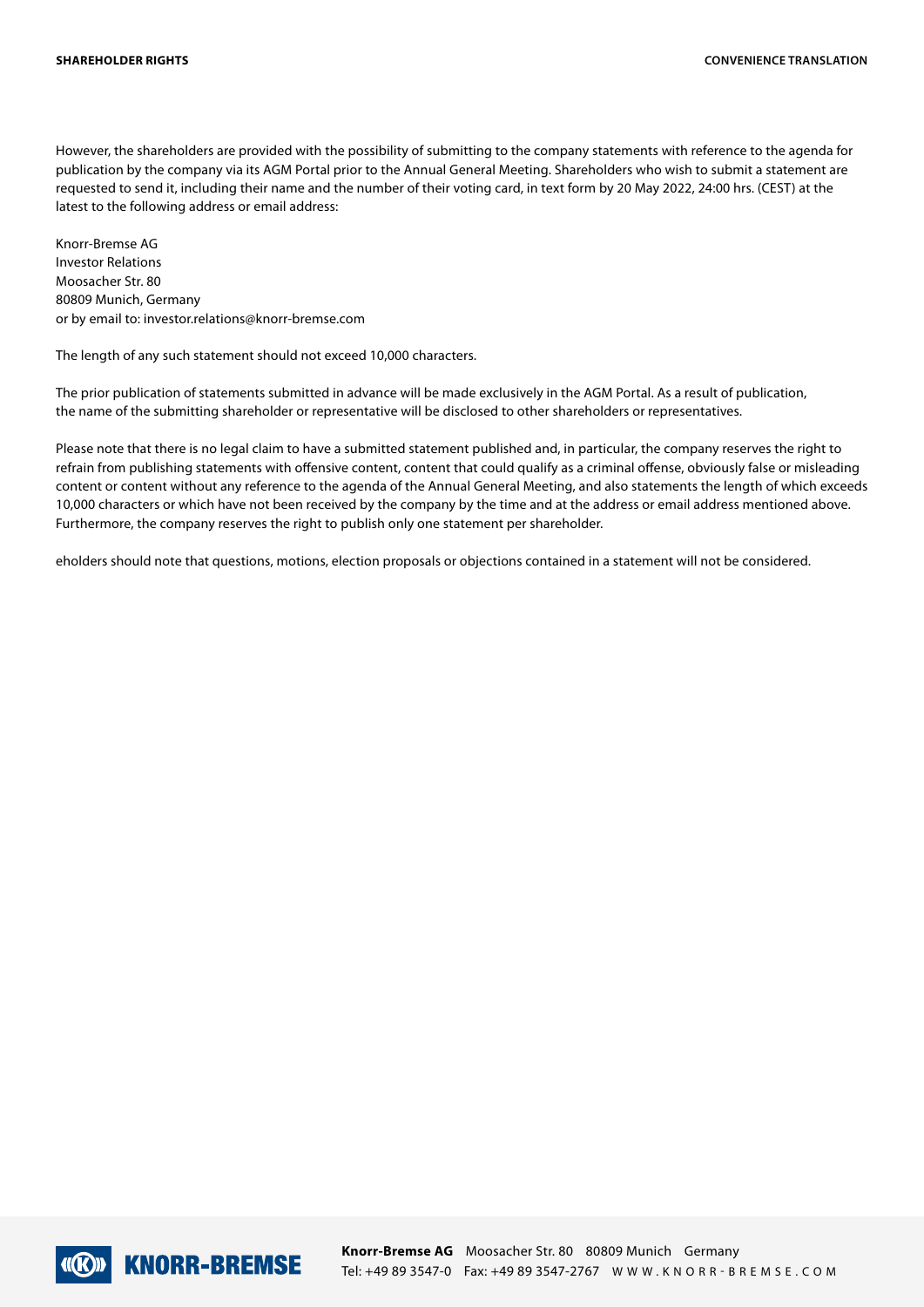However, the shareholders are provided with the possibility of submitting to the company statements with reference to the agenda for publication by the company via its AGM Portal prior to the Annual General Meeting. Shareholders who wish to submit a statement are requested to send it, including their name and the number of their voting card, in text form by 20 May 2022, 24:00 hrs. (CEST) at the latest to the following address or email address:

Knorr-Bremse AG  
Investor Relations  
Moosacher Str. 80  
80809 Munich, Germany  
or by email to: investor.relations@knorr-bremse.com

The length of any such statement should not exceed 10,000 characters.

The prior publication of statements submitted in advance will be made exclusively in the AGM Portal. As a result of publication, the name of the submitting shareholder or representative will be disclosed to other shareholders or representatives.

Please note that there is no legal claim to have a submitted statement published and, in particular, the company reserves the right to refrain from publishing statements with offensive content, content that could qualify as a criminal offense, obviously false or misleading content or content without any reference to the agenda of the Annual General Meeting, and also statements the length of which exceeds 10,000 characters or which have not been received by the company by the time and at the address or email address mentioned above. Furthermore, the company reserves the right to publish only one statement per shareholder.

eholders should note that questions, motions, election proposals or objections contained in a statement will not be considered.